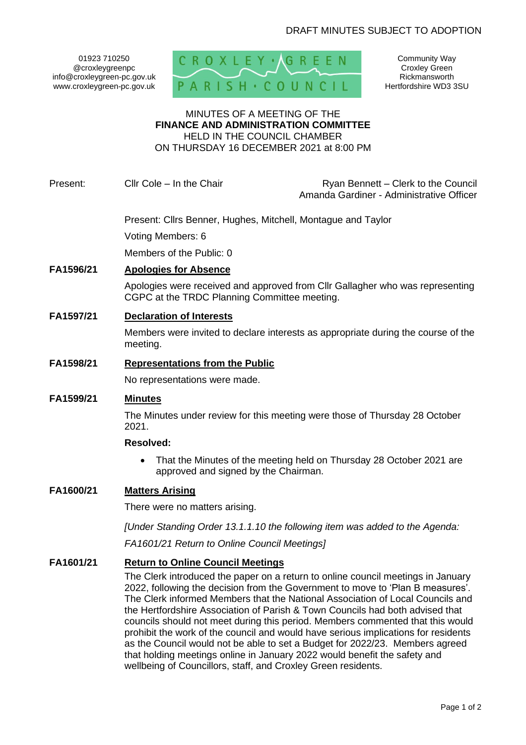DRAFT MINUTES SUBJECT TO ADOPTION

01923 710250
@croxleygreenpc
info@croxleygreen-pc.gov.uk
www.croxleygreen-pc.gov.uk

CROXLEY GREEN PARISH COUNCIL

Community Way
Croxley Green
Rickmansworth
Hertfordshire WD3 3SU

MINUTES OF A MEETING OF THE
**FINANCE AND ADMINISTRATION COMMITTEE**
HELD IN THE COUNCIL CHAMBER
ON THURSDAY 16 DECEMBER 2021 at 8:00 PM

Present: Cllr Cole – In the Chair

Ryan Bennett – Clerk to the Council
Amanda Gardiner - Administrative Officer

Present: Cllrs Benner, Hughes, Mitchell, Montague and Taylor

Voting Members: 6

Members of the Public: 0

**FA1596/21 Apologies for Absence**

Apologies were received and approved from Cllr Gallagher who was representing CGPC at the TRDC Planning Committee meeting.

**FA1597/21 Declaration of Interests**

Members were invited to declare interests as appropriate during the course of the meeting.

**FA1598/21 Representations from the Public**

No representations were made.

**FA1599/21 Minutes**

The Minutes under review for this meeting were those of Thursday 28 October 2021.

**Resolved:**

- That the Minutes of the meeting held on Thursday 28 October 2021 are approved and signed by the Chairman.

**FA1600/21 Matters Arising**

There were no matters arising.

*[Under Standing Order 13.1.1.10 the following item was added to the Agenda:*

*FA1601/21 Return to Online Council Meetings]*

**FA1601/21 Return to Online Council Meetings**

The Clerk introduced the paper on a return to online council meetings in January 2022, following the decision from the Government to move to 'Plan B measures'. The Clerk informed Members that the National Association of Local Councils and the Hertfordshire Association of Parish & Town Councils had both advised that councils should not meet during this period. Members commented that this would prohibit the work of the council and would have serious implications for residents as the Council would not be able to set a Budget for 2022/23. Members agreed that holding meetings online in January 2022 would benefit the safety and wellbeing of Councillors, staff, and Croxley Green residents.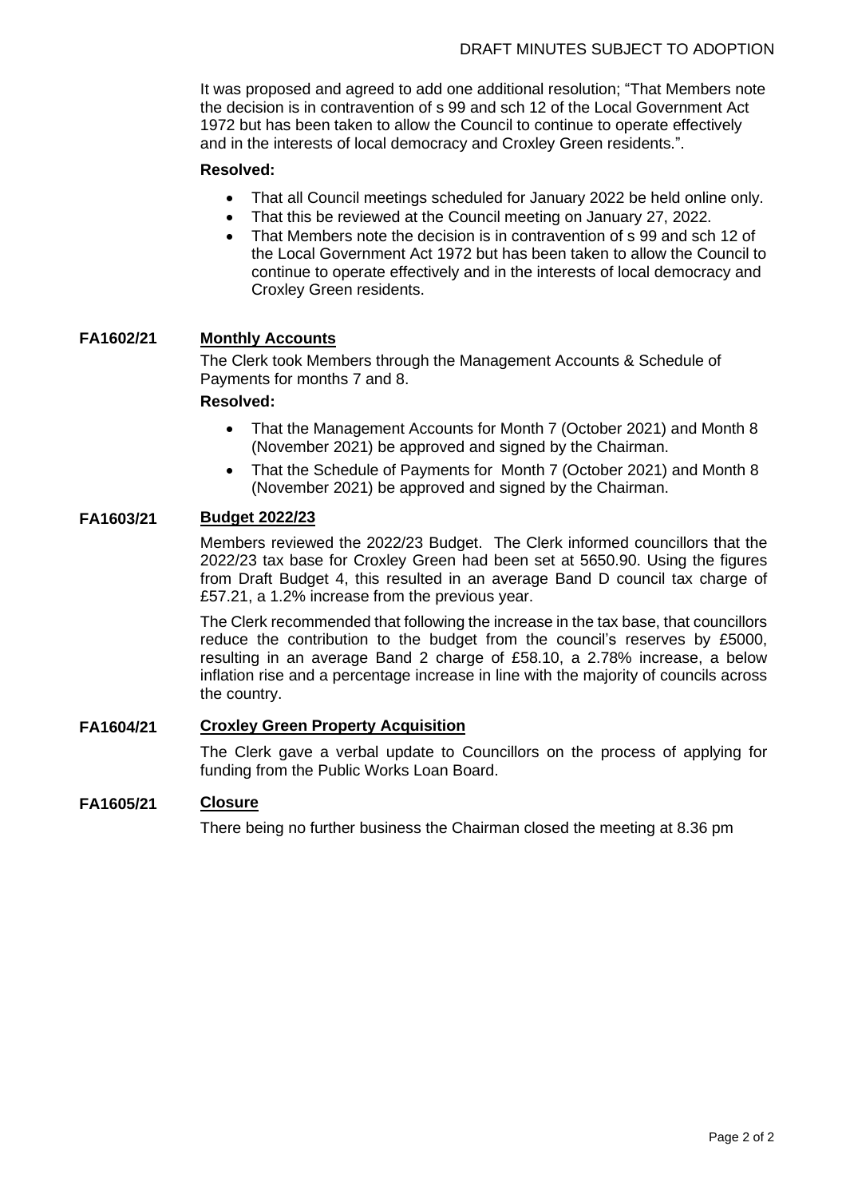DRAFT MINUTES SUBJECT TO ADOPTION

It was proposed and agreed to add one additional resolution; "That Members note the decision is in contravention of s 99 and sch 12 of the Local Government Act 1972 but has been taken to allow the Council to continue to operate effectively and in the interests of local democracy and Croxley Green residents.".

**Resolved:**

- That all Council meetings scheduled for January 2022 be held online only.
- That this be reviewed at the Council meeting on January 27, 2022.
- That Members note the decision is in contravention of s 99 and sch 12 of the Local Government Act 1972 but has been taken to allow the Council to continue to operate effectively and in the interests of local democracy and Croxley Green residents.

**FA1602/21** **Monthly Accounts**

The Clerk took Members through the Management Accounts & Schedule of Payments for months 7 and 8.

**Resolved:**

- That the Management Accounts for Month 7 (October 2021) and Month 8 (November 2021) be approved and signed by the Chairman.
- That the Schedule of Payments for Month 7 (October 2021) and Month 8 (November 2021) be approved and signed by the Chairman.

**FA1603/21** **Budget 2022/23**

Members reviewed the 2022/23 Budget. The Clerk informed councillors that the 2022/23 tax base for Croxley Green had been set at 5650.90. Using the figures from Draft Budget 4, this resulted in an average Band D council tax charge of £57.21, a 1.2% increase from the previous year.

The Clerk recommended that following the increase in the tax base, that councillors reduce the contribution to the budget from the council's reserves by £5000, resulting in an average Band 2 charge of £58.10, a 2.78% increase, a below inflation rise and a percentage increase in line with the majority of councils across the country.

**FA1604/21** **Croxley Green Property Acquisition**

The Clerk gave a verbal update to Councillors on the process of applying for funding from the Public Works Loan Board.

**FA1605/21** **Closure**

There being no further business the Chairman closed the meeting at 8.36 pm